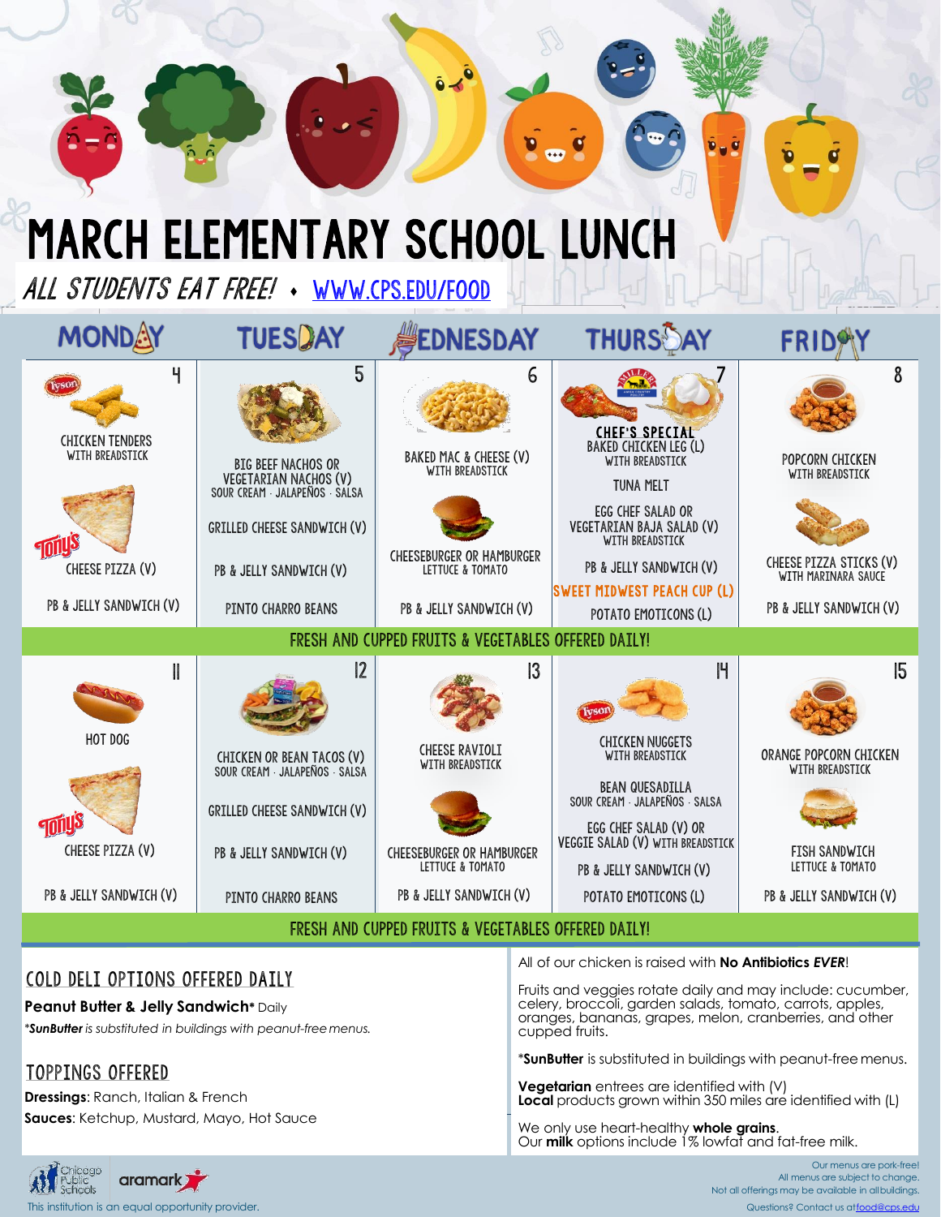# MARCH ELEMENTARY SCHOOL LUNCH

*ALL STUDENTS EAT FREE!* • WWW.CPS.EDU/FOOD

| MONDAY | TUESDAY | WEDNESDAY | THURSDAY | FRIDAY |
|---|---|---|---|---|
| **4**<br>CHICKEN TENDERS WITH BREADSTICK<br><br>CHEESE PIZZA (V)<br><br>PB & JELLY SANDWICH (V) | **5**<br>BIG BEEF NACHOS OR VEGETARIAN NACHOS (V)<br>SOUR CREAM · JALAPEÑOS · SALSA<br><br>GRILLED CHEESE SANDWICH (V)<br><br>PB & JELLY SANDWICH (V)<br><br>PINTO CHARRO BEANS | **6**<br>BAKED MAC & CHEESE (V) WITH BREADSTICK<br><br>CHEESEBURGER OR HAMBURGER<br>LETTUCE & TOMATO<br><br>PB & JELLY SANDWICH (V) | **7**<br>CHEF'S SPECIAL<br>BAKED CHICKEN LEG (L) WITH BREADSTICK<br><br>TUNA MELT<br><br>EGG CHEF SALAD OR VEGETARIAN BAJA SALAD (V) WITH BREADSTICK<br><br>PB & JELLY SANDWICH (V)<br><br>SWEET MIDWEST PEACH CUP (L)<br><br>POTATO EMOTICONS (L) | **8**<br>POPCORN CHICKEN WITH BREADSTICK<br><br>CHEESE PIZZA STICKS (V) WITH MARINARA SAUCE<br><br>PB & JELLY SANDWICH (V) |
| FRESH AND CUPPED FRUITS & VEGETABLES OFFERED DAILY! | | | | |
| **11**<br>HOT DOG<br><br>CHEESE PIZZA (V)<br><br>PB & JELLY SANDWICH (V) | **12**<br>CHICKEN OR BEAN TACOS (V)<br>SOUR CREAM · JALAPEÑOS · SALSA<br><br>GRILLED CHEESE SANDWICH (V)<br><br>PB & JELLY SANDWICH (V)<br><br>PINTO CHARRO BEANS | **13**<br>CHEESE RAVIOLI WITH BREADSTICK<br><br>CHEESEBURGER OR HAMBURGER<br>LETTUCE & TOMATO<br><br>PB & JELLY SANDWICH (V) | **14**<br>CHICKEN NUGGETS WITH BREADSTICK<br><br>BEAN QUESADILLA<br>SOUR CREAM · JALAPEÑOS · SALSA<br><br>EGG CHEF SALAD (V) OR VEGGIE SALAD (V) WITH BREADSTICK<br><br>PB & JELLY SANDWICH (V)<br><br>POTATO EMOTICONS (L) | **15**<br>ORANGE POPCORN CHICKEN WITH BREADSTICK<br><br>FISH SANDWICH<br>LETTUCE & TOMATO<br><br>PB & JELLY SANDWICH (V) |
| FRESH AND CUPPED FRUITS & VEGETABLES OFFERED DAILY! | | | | |

## COLD DELI OPTIONS OFFERED DAILY

**Peanut Butter & Jelly Sandwich*** Daily

**SunButter* is substituted in buildings with peanut-free menus.*

## TOPPINGS OFFERED

**Dressings**: Ranch, Italian & French

**Sauces**: Ketchup, Mustard, Mayo, Hot Sauce

All of our chicken is raised with **No Antibiotics *EVER***!

Fruits and veggies rotate daily and may include: cucumber, celery, broccoli, garden salads, tomato, carrots, apples, oranges, bananas, grapes, melon, cranberries, and other cupped fruits.

***SunButter** is substituted in buildings with peanut-free menus.

**Vegetarian** entrees are identified with (V)
**Local** products grown within 350 miles are identified with (L)

We only use heart-healthy **whole grains**.
Our **milk** options include 1% lowfat and fat-free milk.

Chicago Public Schools · aramark

This institution is an equal opportunity provider.

Our menus are pork-free!
All menus are subject to change.
Not all offerings may be available in all buildings.
Questions? Contact us at food@cps.edu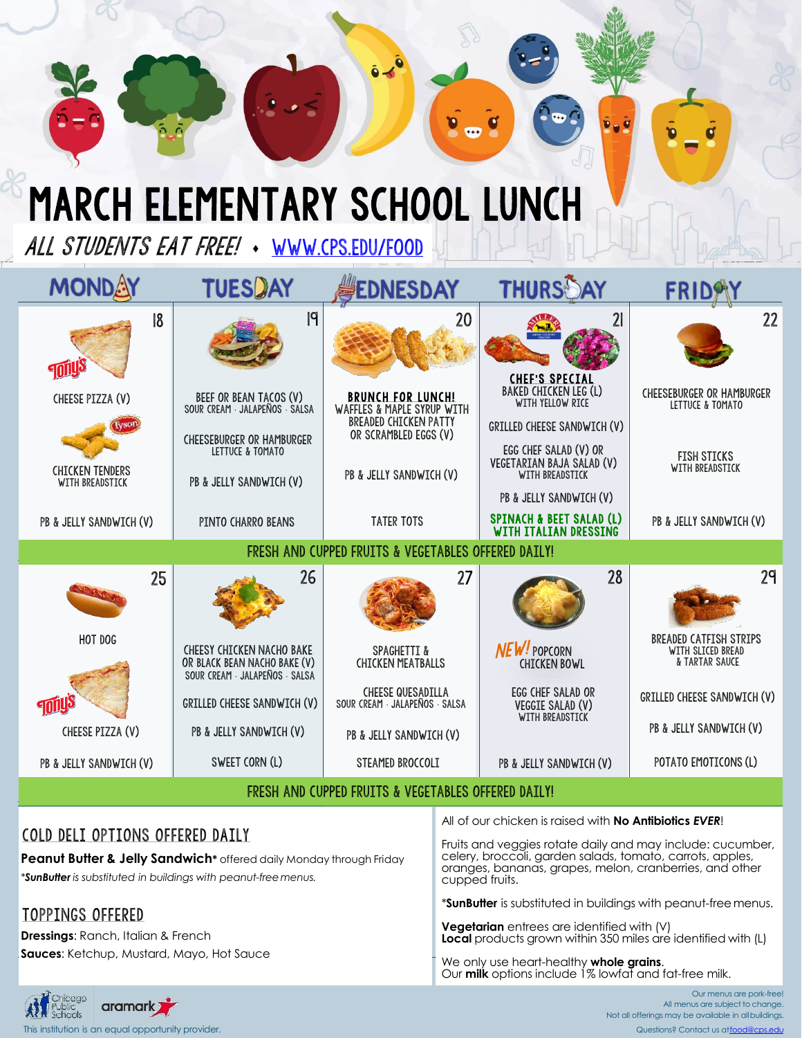# MARCH ELEMENTARY SCHOOL LUNCH

*ALL STUDENTS EAT FREE!* • WWW.CPS.EDU/FOOD

| MONDAY | TUESDAY | WEDNESDAY | THURSDAY | FRIDAY |
|---|---|---|---|---|
| 18<br>CHEESE PIZZA (V)<br>CHICKEN TENDERS WITH BREADSTICK<br>PB & JELLY SANDWICH (V) | 19<br>BEEF OR BEAN TACOS (V) SOUR CREAM · JALAPEÑOS · SALSA<br>CHEESEBURGER OR HAMBURGER LETTUCE & TOMATO<br>PB & JELLY SANDWICH (V)<br>PINTO CHARRO BEANS | 20<br>**BRUNCH FOR LUNCH!** WAFFLES & MAPLE SYRUP WITH BREADED CHICKEN PATTY OR SCRAMBLED EGGS (V)<br>PB & JELLY SANDWICH (V)<br>TATER TOTS | 21<br>**CHEF'S SPECIAL** BAKED CHICKEN LEG (L) WITH YELLOW RICE<br>GRILLED CHEESE SANDWICH (V)<br>EGG CHEF SALAD (V) OR VEGETARIAN BAJA SALAD (V) WITH BREADSTICK<br>PB & JELLY SANDWICH (V)<br>SPINACH & BEET SALAD (L) WITH ITALIAN DRESSING | 22<br>CHEESEBURGER OR HAMBURGER LETTUCE & TOMATO<br>FISH STICKS WITH BREADSTICK<br>PB & JELLY SANDWICH (V) |
| FRESH AND CUPPED FRUITS & VEGETABLES OFFERED DAILY! | | | | |
| 25<br>HOT DOG<br>CHEESE PIZZA (V)<br>PB & JELLY SANDWICH (V) | 26<br>CHEESY CHICKEN NACHO BAKE OR BLACK BEAN NACHO BAKE (V) SOUR CREAM · JALAPEÑOS · SALSA<br>GRILLED CHEESE SANDWICH (V)<br>PB & JELLY SANDWICH (V)<br>SWEET CORN (L) | 27<br>SPAGHETTI & CHICKEN MEATBALLS<br>CHEESE QUESADILLA SOUR CREAM · JALAPEÑOS · SALSA<br>PB & JELLY SANDWICH (V)<br>STEAMED BROCCOLI | 28<br>*NEW!* POPCORN CHICKEN BOWL<br>EGG CHEF SALAD OR VEGGIE SALAD (V) WITH BREADSTICK<br>PB & JELLY SANDWICH (V) | 29<br>BREADED CATFISH STRIPS WITH SLICED BREAD & TARTAR SAUCE<br>GRILLED CHEESE SANDWICH (V)<br>PB & JELLY SANDWICH (V)<br>POTATO EMOTICONS (L) |
| FRESH AND CUPPED FRUITS & VEGETABLES OFFERED DAILY! | | | | |

## COLD DELI OPTIONS OFFERED DAILY

**Peanut Butter & Jelly Sandwich*** offered daily Monday through Friday

*\*SunButter is substituted in buildings with peanut-free menus.*

## TOPPINGS OFFERED

**Dressings**: Ranch, Italian & French

**Sauces**: Ketchup, Mustard, Mayo, Hot Sauce

All of our chicken is raised with **No Antibiotics *EVER***!

Fruits and veggies rotate daily and may include: cucumber, celery, broccoli, garden salads, tomato, carrots, apples, oranges, bananas, grapes, melon, cranberries, and other cupped fruits.

\***SunButter** is substituted in buildings with peanut-free menus.

**Vegetarian** entrees are identified with (V)
**Local** products grown within 350 miles are identified with (L)

We only use heart-healthy **whole grains**.
Our **milk** options include 1% lowfat and fat-free milk.

Chicago Public Schools · aramark

This institution is an equal opportunity provider.

Our menus are pork-free!
All menus are subject to change.
Not all offerings may be available in all buildings.
Questions? Contact us at food@cps.edu